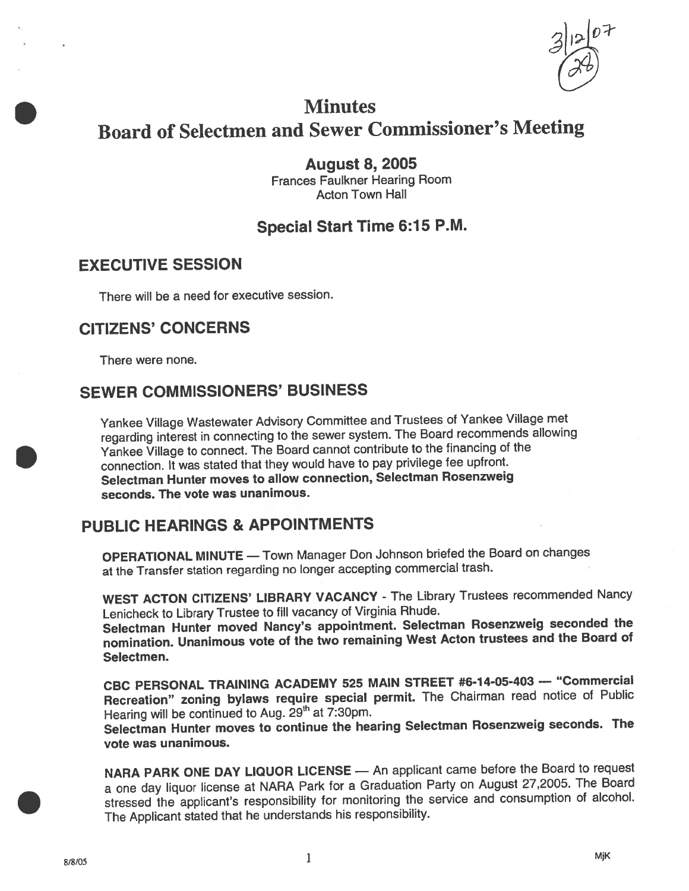3/12/07
(28)

# Minutes

# Board of Selectmen and Sewer Commissioner's Meeting

## August 8, 2005

Frances Faulkner Hearing Room
Acton Town Hall

## Special Start Time 6:15 P.M.

## EXECUTIVE SESSION

There will be a need for executive session.

## CITIZENS' CONCERNS

There were none.

## SEWER COMMISSIONERS' BUSINESS

Yankee Village Wastewater Advisory Committee and Trustees of Yankee Village met regarding interest in connecting to the sewer system. The Board recommends allowing Yankee Village to connect. The Board cannot contribute to the financing of the connection. It was stated that they would have to pay privilege fee upfront.
**Selectman Hunter moves to allow connection, Selectman Rosenzweig seconds. The vote was unanimous.**

## PUBLIC HEARINGS & APPOINTMENTS

**OPERATIONAL MINUTE** — Town Manager Don Johnson briefed the Board on changes at the Transfer station regarding no longer accepting commercial trash.

**WEST ACTON CITIZENS' LIBRARY VACANCY** - The Library Trustees recommended Nancy Lenicheck to Library Trustee to fill vacancy of Virginia Rhude.
**Selectman Hunter moved Nancy's appointment. Selectman Rosenzweig seconded the nomination. Unanimous vote of the two remaining West Acton trustees and the Board of Selectmen.**

**CBC PERSONAL TRAINING ACADEMY 525 MAIN STREET #6-14-05-403 — "Commercial Recreation" zoning bylaws require special permit.** The Chairman read notice of Public Hearing will be continued to Aug. 29th at 7:30pm.
**Selectman Hunter moves to continue the hearing Selectman Rosenzweig seconds. The vote was unanimous.**

**NARA PARK ONE DAY LIQUOR LICENSE** — An applicant came before the Board to request a one day liquor license at NARA Park for a Graduation Party on August 27,2005. The Board stressed the applicant's responsibility for monitoring the service and consumption of alcohol. The Applicant stated that he understands his responsibility.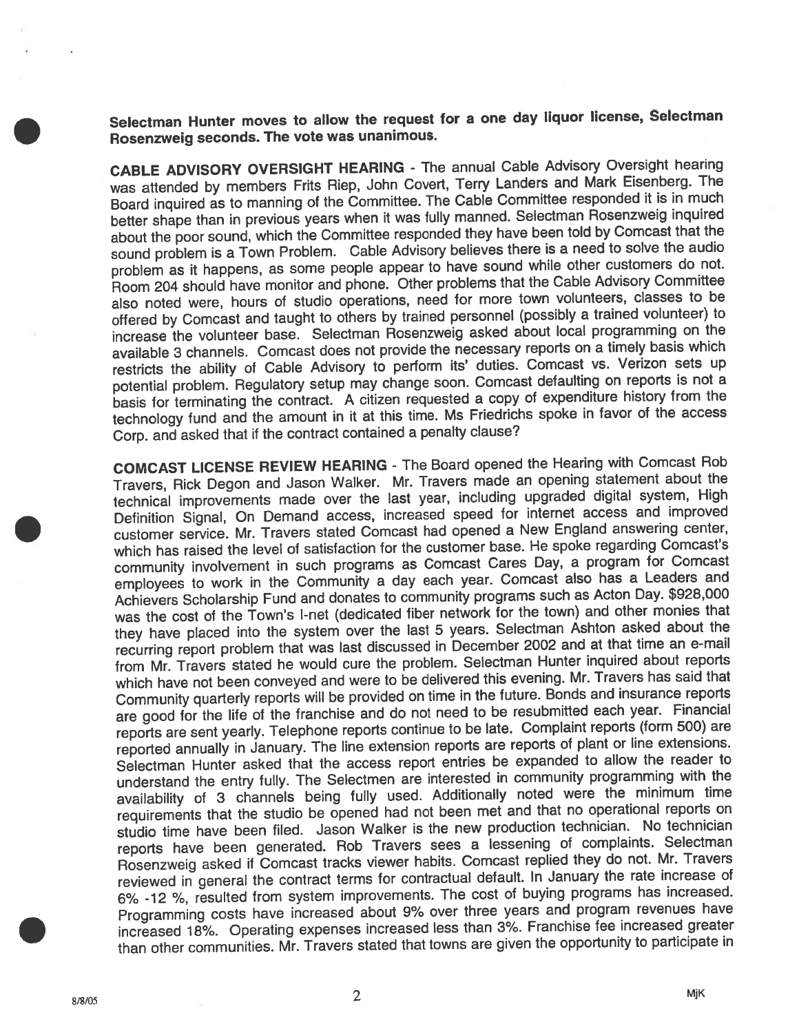**Selectman Hunter moves to allow the request for a one day liquor license, Selectman Rosenzweig seconds. The vote was unanimous.**

**CABLE ADVISORY OVERSIGHT HEARING** - The annual Cable Advisory Oversight hearing was attended by members Frits Riep, John Covert, Terry Landers and Mark Eisenberg. The Board inquired as to manning of the Committee. The Cable Committee responded it is in much better shape than in previous years when it was fully manned. Selectman Rosenzweig inquired about the poor sound, which the Committee responded they have been told by Comcast that the sound problem is a Town Problem. Cable Advisory believes there is a need to solve the audio problem as it happens, as some people appear to have sound while other customers do not. Room 204 should have monitor and phone. Other problems that the Cable Advisory Committee also noted were, hours of studio operations, need for more town volunteers, classes to be offered by Comcast and taught to others by trained personnel (possibly a trained volunteer) to increase the volunteer base. Selectman Rosenzweig asked about local programming on the available 3 channels. Comcast does not provide the necessary reports on a timely basis which restricts the ability of Cable Advisory to perform its' duties. Comcast vs. Verizon sets up potential problem. Regulatory setup may change soon. Comcast defaulting on reports is not a basis for terminating the contract. A citizen requested a copy of expenditure history from the technology fund and the amount in it at this time. Ms Friedrichs spoke in favor of the access Corp. and asked that if the contract contained a penalty clause?

**COMCAST LICENSE REVIEW HEARING** - The Board opened the Hearing with Comcast Rob Travers, Rick Degon and Jason Walker. Mr. Travers made an opening statement about the technical improvements made over the last year, including upgraded digital system, High Definition Signal, On Demand access, increased speed for internet access and improved customer service. Mr. Travers stated Comcast had opened a New England answering center, which has raised the level of satisfaction for the customer base. He spoke regarding Comcast's community involvement in such programs as Comcast Cares Day, a program for Comcast employees to work in the Community a day each year. Comcast also has a Leaders and Achievers Scholarship Fund and donates to community programs such as Acton Day. $928,000 was the cost of the Town's I-net (dedicated fiber network for the town) and other monies that they have placed into the system over the last 5 years. Selectman Ashton asked about the recurring report problem that was last discussed in December 2002 and at that time an e-mail from Mr. Travers stated he would cure the problem. Selectman Hunter inquired about reports which have not been conveyed and were to be delivered this evening. Mr. Travers has said that Community quarterly reports will be provided on time in the future. Bonds and insurance reports are good for the life of the franchise and do not need to be resubmitted each year. Financial reports are sent yearly. Telephone reports continue to be late. Complaint reports (form 500) are reported annually in January. The line extension reports are reports of plant or line extensions. Selectman Hunter asked that the access report entries be expanded to allow the reader to understand the entry fully. The Selectmen are interested in community programming with the availability of 3 channels being fully used. Additionally noted were the minimum time requirements that the studio be opened had not been met and that no operational reports on studio time have been filed. Jason Walker is the new production technician. No technician reports have been generated. Rob Travers sees a lessening of complaints. Selectman Rosenzweig asked if Comcast tracks viewer habits. Comcast replied they do not. Mr. Travers reviewed in general the contract terms for contractual default. In January the rate increase of 6% -12 %, resulted from system improvements. The cost of buying programs has increased. Programming costs have increased about 9% over three years and program revenues have increased 18%. Operating expenses increased less than 3%. Franchise fee increased greater than other communities. Mr. Travers stated that towns are given the opportunity to participate in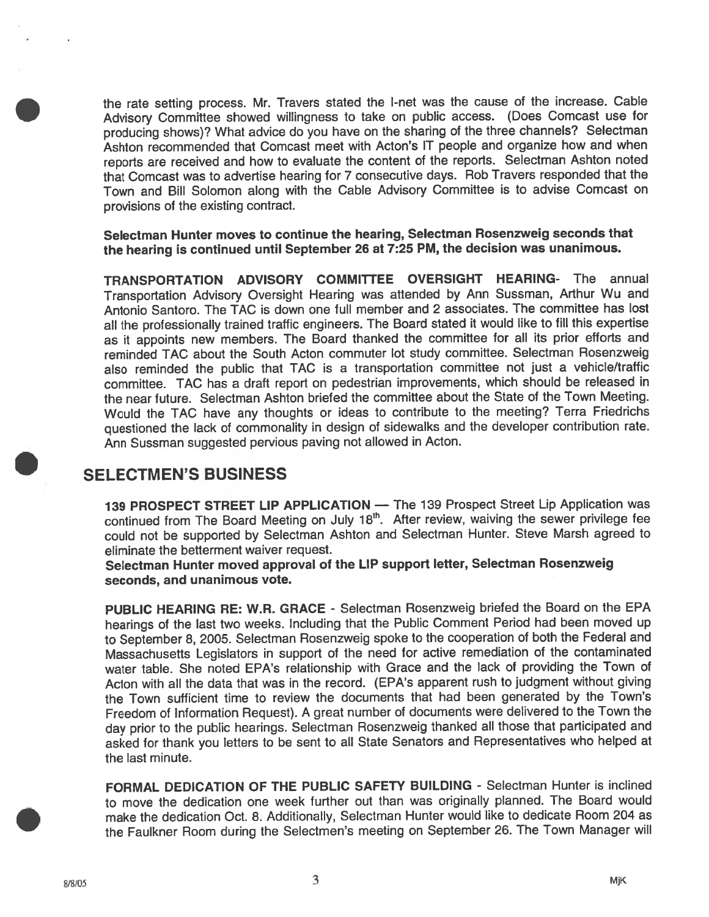the rate setting process. Mr. Travers stated the I-net was the cause of the increase. Cable Advisory Committee showed willingness to take on public access. (Does Comcast use for producing shows)? What advice do you have on the sharing of the three channels? Selectman Ashton recommended that Comcast meet with Acton's IT people and organize how and when reports are received and how to evaluate the content of the reports. Selectman Ashton noted that Comcast was to advertise hearing for 7 consecutive days. Rob Travers responded that the Town and Bill Solomon along with the Cable Advisory Committee is to advise Comcast on provisions of the existing contract.

**Selectman Hunter moves to continue the hearing, Selectman Rosenzweig seconds that the hearing is continued until September 26 at 7:25 PM, the decision was unanimous.**

**TRANSPORTATION ADVISORY COMMITTEE OVERSIGHT HEARING**- The annual Transportation Advisory Oversight Hearing was attended by Ann Sussman, Arthur Wu and Antonio Santoro. The TAC is down one full member and 2 associates. The committee has lost all the professionally trained traffic engineers. The Board stated it would like to fill this expertise as it appoints new members. The Board thanked the committee for all its prior efforts and reminded TAC about the South Acton commuter lot study committee. Selectman Rosenzweig also reminded the public that TAC is a transportation committee not just a vehicle/traffic committee. TAC has a draft report on pedestrian improvements, which should be released in the near future. Selectman Ashton briefed the committee about the State of the Town Meeting. Would the TAC have any thoughts or ideas to contribute to the meeting? Terra Friedrichs questioned the lack of commonality in design of sidewalks and the developer contribution rate. Ann Sussman suggested pervious paving not allowed in Acton.

## SELECTMEN'S BUSINESS

**139 PROSPECT STREET LIP APPLICATION —** The 139 Prospect Street Lip Application was continued from The Board Meeting on July 18th. After review, waiving the sewer privilege fee could not be supported by Selectman Ashton and Selectman Hunter. Steve Marsh agreed to eliminate the betterment waiver request.

**Selectman Hunter moved approval of the LIP support letter, Selectman Rosenzweig seconds, and unanimous vote.**

**PUBLIC HEARING RE: W.R. GRACE** - Selectman Rosenzweig briefed the Board on the EPA hearings of the last two weeks. Including that the Public Comment Period had been moved up to September 8, 2005. Selectman Rosenzweig spoke to the cooperation of both the Federal and Massachusetts Legislators in support of the need for active remediation of the contaminated water table. She noted EPA's relationship with Grace and the lack of providing the Town of Acton with all the data that was in the record. (EPA's apparent rush to judgment without giving the Town sufficient time to review the documents that had been generated by the Town's Freedom of Information Request). A great number of documents were delivered to the Town the day prior to the public hearings. Selectman Rosenzweig thanked all those that participated and asked for thank you letters to be sent to all State Senators and Representatives who helped at the last minute.

**FORMAL DEDICATION OF THE PUBLIC SAFETY BUILDING** - Selectman Hunter is inclined to move the dedication one week further out than was originally planned. The Board would make the dedication Oct. 8. Additionally, Selectman Hunter would like to dedicate Room 204 as the Faulkner Room during the Selectmen's meeting on September 26. The Town Manager will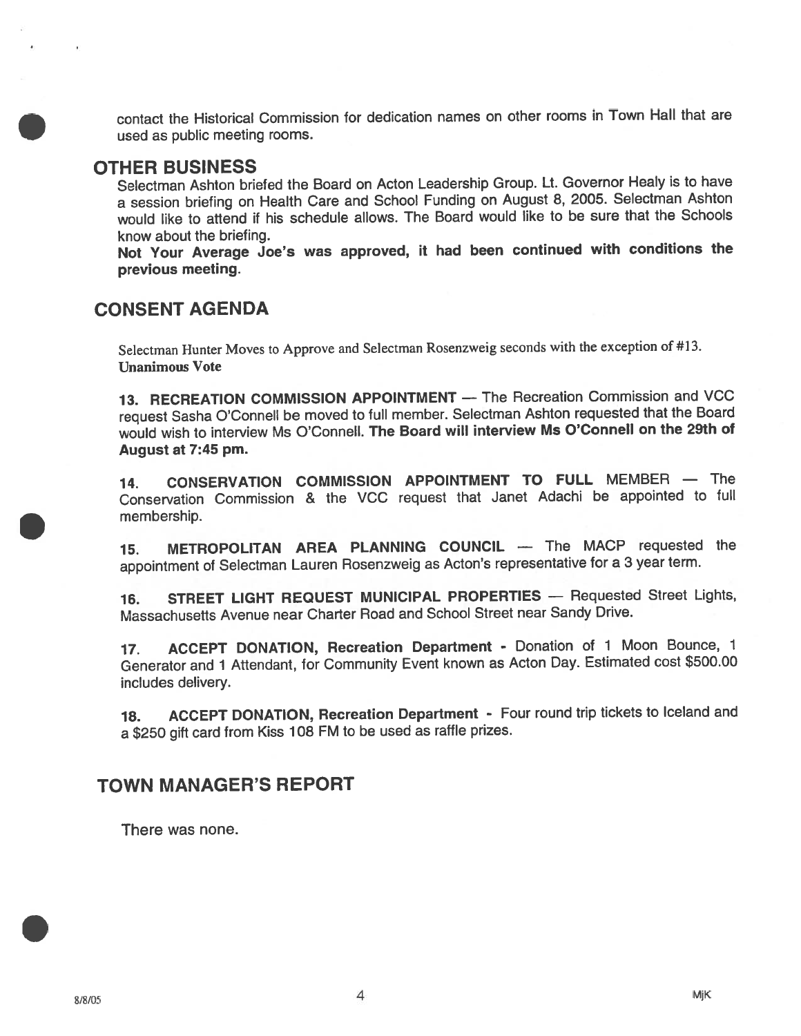contact the Historical Commission for dedication names on other rooms in Town Hall that are used as public meeting rooms.

## OTHER BUSINESS

Selectman Ashton briefed the Board on Acton Leadership Group. Lt. Governor Healy is to have a session briefing on Health Care and School Funding on August 8, 2005. Selectman Ashton would like to attend if his schedule allows. The Board would like to be sure that the Schools know about the briefing.

**Not Your Average Joe's was approved, it had been continued with conditions the previous meeting.**

## CONSENT AGENDA

Selectman Hunter Moves to Approve and Selectman Rosenzweig seconds with the exception of #13.
**Unanimous Vote**

**13. RECREATION COMMISSION APPOINTMENT** — The Recreation Commission and VCC request Sasha O'Connell be moved to full member. Selectman Ashton requested that the Board would wish to interview Ms O'Connell. **The Board will interview Ms O'Connell on the 29th of August at 7:45 pm.**

**14. CONSERVATION COMMISSION APPOINTMENT TO FULL** MEMBER — The Conservation Commission & the VCC request that Janet Adachi be appointed to full membership.

**15. METROPOLITAN AREA PLANNING COUNCIL** — The MACP requested the appointment of Selectman Lauren Rosenzweig as Acton's representative for a 3 year term.

**16. STREET LIGHT REQUEST MUNICIPAL PROPERTIES** — Requested Street Lights, Massachusetts Avenue near Charter Road and School Street near Sandy Drive.

**17. ACCEPT DONATION, Recreation Department** - Donation of 1 Moon Bounce, 1 Generator and 1 Attendant, for Community Event known as Acton Day. Estimated cost $500.00 includes delivery.

**18. ACCEPT DONATION, Recreation Department** - Four round trip tickets to Iceland and a $250 gift card from Kiss 108 FM to be used as raffle prizes.

## TOWN MANAGER'S REPORT

There was none.

8/8/05 MjK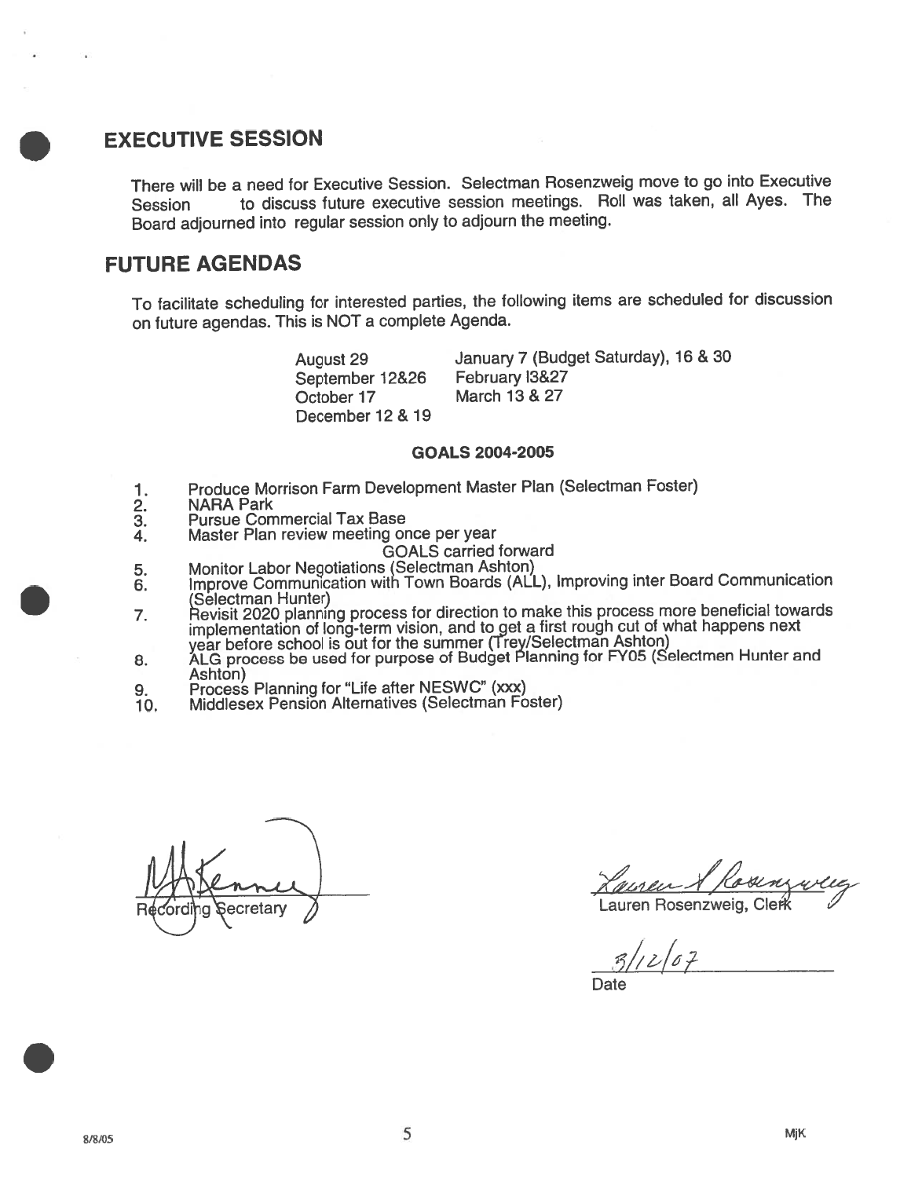## EXECUTIVE SESSION

There will be a need for Executive Session. Selectman Rosenzweig move to go into Executive Session to discuss future executive session meetings. Roll was taken, all Ayes. The Board adjourned into regular session only to adjourn the meeting.

## FUTURE AGENDAS

To facilitate scheduling for interested parties, the following items are scheduled for discussion on future agendas. This is NOT a complete Agenda.

| | |
|---|---|
| August 29 | January 7 (Budget Saturday), 16 & 30 |
| September 12&26 | February 13&27 |
| October 17 | March 13 & 27 |
| December 12 & 19 | |

### GOALS 2004-2005

1. Produce Morrison Farm Development Master Plan (Selectman Foster)
2. NARA Park
3. Pursue Commercial Tax Base
4. Master Plan review meeting once per year

GOALS carried forward

5. Monitor Labor Negotiations (Selectman Ashton)
6. Improve Communication with Town Boards (ALL), Improving inter Board Communication (Selectman Hunter)
7. Revisit 2020 planning process for direction to make this process more beneficial towards implementation of long-term vision, and to get a first rough cut of what happens next year before school is out for the summer (Trey/Selectman Ashton)
8. ALG process be used for purpose of Budget Planning for FY05 (Selectmen Hunter and Ashton)
9. Process Planning for "Life after NESWC" (xxx)
10. Middlesex Pension Alternatives (Selectman Foster)

MJKenney
Recording Secretary

Lauren A Rosenzweig
Lauren Rosenzweig, Clerk

3/12/07
Date

8/8/05 MjK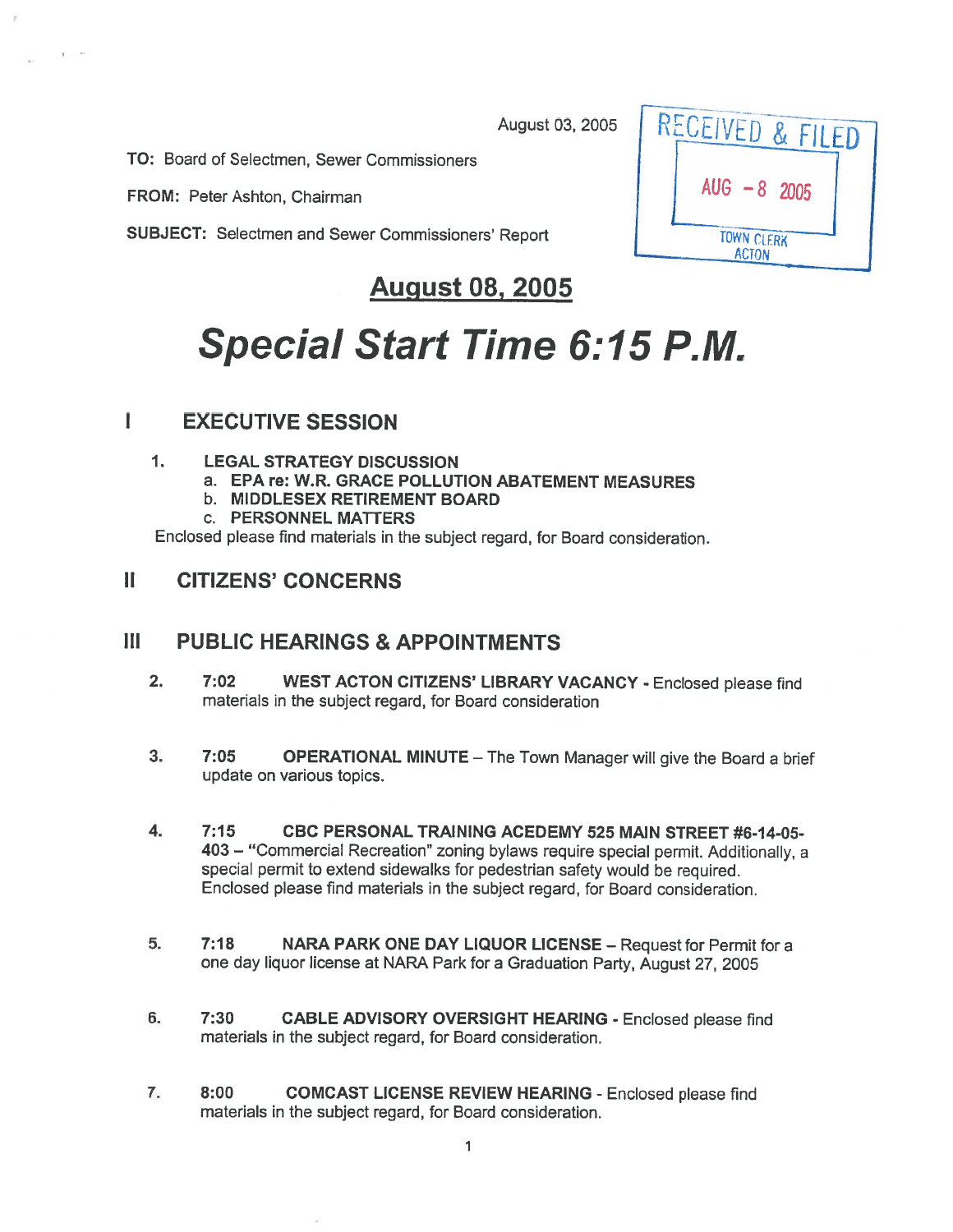August 03, 2005

RECEIVED & FILED
AUG - 8 2005
TOWN CLERK
ACTON

**TO:** Board of Selectmen, Sewer Commissioners

**FROM:** Peter Ashton, Chairman

**SUBJECT:** Selectmen and Sewer Commissioners' Report

## August 08, 2005

# *Special Start Time 6:15 P.M.*

## I EXECUTIVE SESSION

1. **LEGAL STRATEGY DISCUSSION**
   a. **EPA re: W.R. GRACE POLLUTION ABATEMENT MEASURES**
   b. **MIDDLESEX RETIREMENT BOARD**
   c. **PERSONNEL MATTERS**

Enclosed please find materials in the subject regard, for Board consideration.

## II CITIZENS' CONCERNS

## III PUBLIC HEARINGS & APPOINTMENTS

2. **7:02 WEST ACTON CITIZENS' LIBRARY VACANCY** - Enclosed please find materials in the subject regard, for Board consideration

3. **7:05 OPERATIONAL MINUTE** – The Town Manager will give the Board a brief update on various topics.

4. **7:15 CBC PERSONAL TRAINING ACEDEMY 525 MAIN STREET #6-14-05-403** – "Commercial Recreation" zoning bylaws require special permit. Additionally, a special permit to extend sidewalks for pedestrian safety would be required. Enclosed please find materials in the subject regard, for Board consideration.

5. **7:18 NARA PARK ONE DAY LIQUOR LICENSE** – Request for Permit for a one day liquor license at NARA Park for a Graduation Party, August 27, 2005

6. **7:30 CABLE ADVISORY OVERSIGHT HEARING** - Enclosed please find materials in the subject regard, for Board consideration.

7. **8:00 COMCAST LICENSE REVIEW HEARING** - Enclosed please find materials in the subject regard, for Board consideration.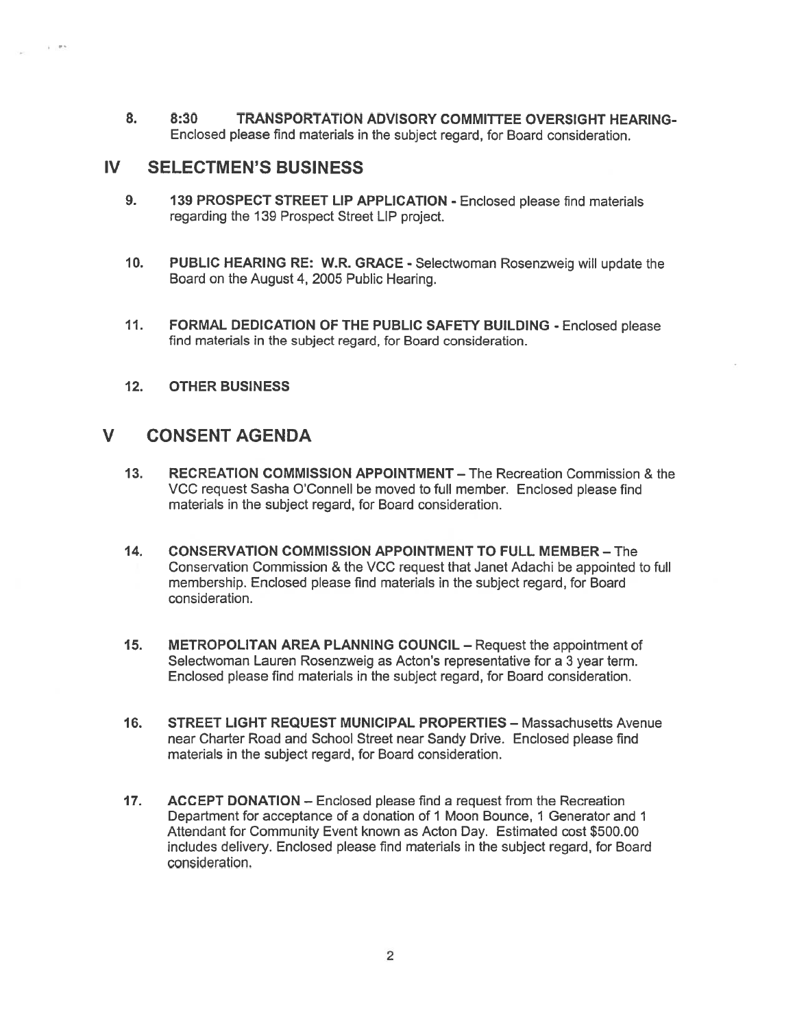8. **8:30 TRANSPORTATION ADVISORY COMMITTEE OVERSIGHT HEARING-** Enclosed please find materials in the subject regard, for Board consideration.

## IV SELECTMEN'S BUSINESS

9. **139 PROSPECT STREET LIP APPLICATION -** Enclosed please find materials regarding the 139 Prospect Street LIP project.

10. **PUBLIC HEARING RE: W.R. GRACE -** Selectwoman Rosenzweig will update the Board on the August 4, 2005 Public Hearing.

11. **FORMAL DEDICATION OF THE PUBLIC SAFETY BUILDING -** Enclosed please find materials in the subject regard, for Board consideration.

12. **OTHER BUSINESS**

## V CONSENT AGENDA

13. **RECREATION COMMISSION APPOINTMENT –** The Recreation Commission & the VCC request Sasha O'Connell be moved to full member. Enclosed please find materials in the subject regard, for Board consideration.

14. **CONSERVATION COMMISSION APPOINTMENT TO FULL MEMBER –** The Conservation Commission & the VCC request that Janet Adachi be appointed to full membership. Enclosed please find materials in the subject regard, for Board consideration.

15. **METROPOLITAN AREA PLANNING COUNCIL –** Request the appointment of Selectwoman Lauren Rosenzweig as Acton's representative for a 3 year term. Enclosed please find materials in the subject regard, for Board consideration.

16. **STREET LIGHT REQUEST MUNICIPAL PROPERTIES –** Massachusetts Avenue near Charter Road and School Street near Sandy Drive. Enclosed please find materials in the subject regard, for Board consideration.

17. **ACCEPT DONATION –** Enclosed please find a request from the Recreation Department for acceptance of a donation of 1 Moon Bounce, 1 Generator and 1 Attendant for Community Event known as Acton Day. Estimated cost $500.00 includes delivery. Enclosed please find materials in the subject regard, for Board consideration.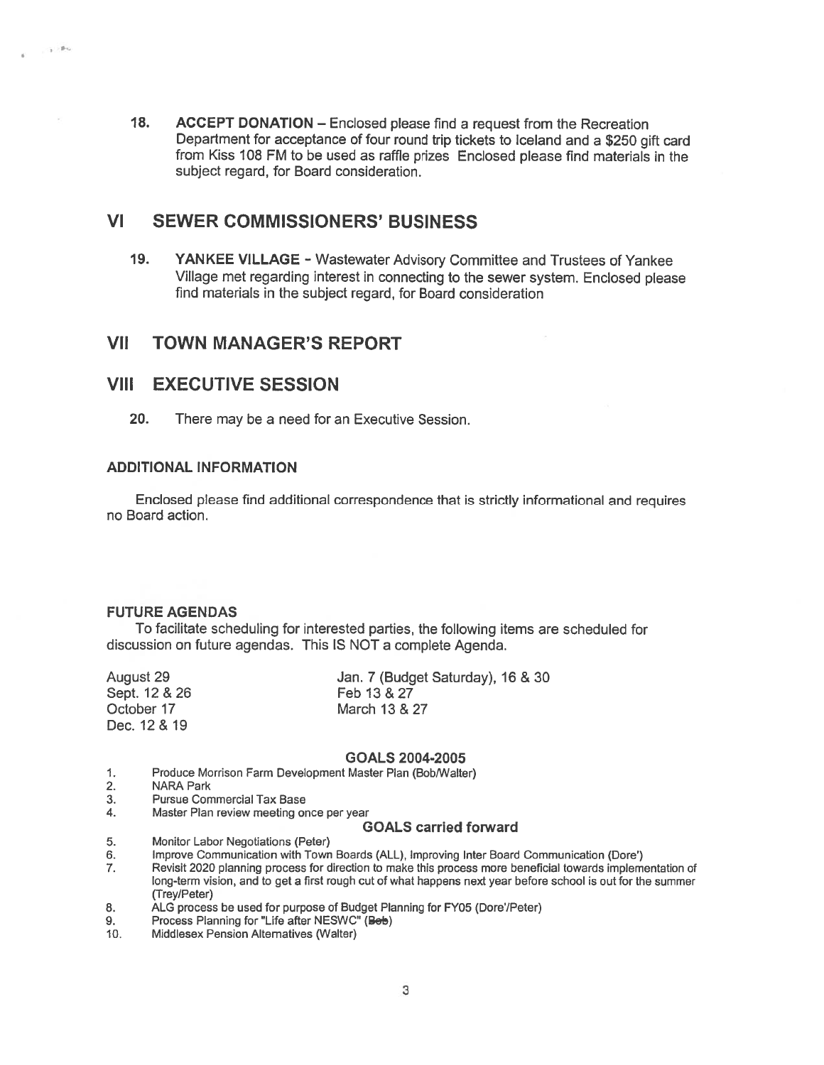18. **ACCEPT DONATION** – Enclosed please find a request from the Recreation Department for acceptance of four round trip tickets to Iceland and a $250 gift card from Kiss 108 FM to be used as raffle prizes Enclosed please find materials in the subject regard, for Board consideration.

## VI SEWER COMMISSIONERS' BUSINESS

19. **YANKEE VILLAGE** - Wastewater Advisory Committee and Trustees of Yankee Village met regarding interest in connecting to the sewer system. Enclosed please find materials in the subject regard, for Board consideration

## VII TOWN MANAGER'S REPORT

## VIII EXECUTIVE SESSION

20. There may be a need for an Executive Session.

### ADDITIONAL INFORMATION

Enclosed please find additional correspondence that is strictly informational and requires no Board action.

### FUTURE AGENDAS

To facilitate scheduling for interested parties, the following items are scheduled for discussion on future agendas. This IS NOT a complete Agenda.

| | |
|---|---|
| August 29 | Jan. 7 (Budget Saturday), 16 & 30 |
| Sept. 12 & 26 | Feb 13 & 27 |
| October 17 | March 13 & 27 |
| Dec. 12 & 19 | |

### GOALS 2004-2005

1. Produce Morrison Farm Development Master Plan (Bob/Walter)
2. NARA Park
3. Pursue Commercial Tax Base
4. Master Plan review meeting once per year

### GOALS carried forward

5. Monitor Labor Negotiations (Peter)
6. Improve Communication with Town Boards (ALL), Improving Inter Board Communication (Dore')
7. Revisit 2020 planning process for direction to make this process more beneficial towards implementation of long-term vision, and to get a first rough cut of what happens next year before school is out for the summer (Trey/Peter)
8. ALG process be used for purpose of Budget Planning for FY05 (Dore'/Peter)
9. Process Planning for "Life after NESWC" (~~Bob~~)
10. Middlesex Pension Alternatives (Walter)